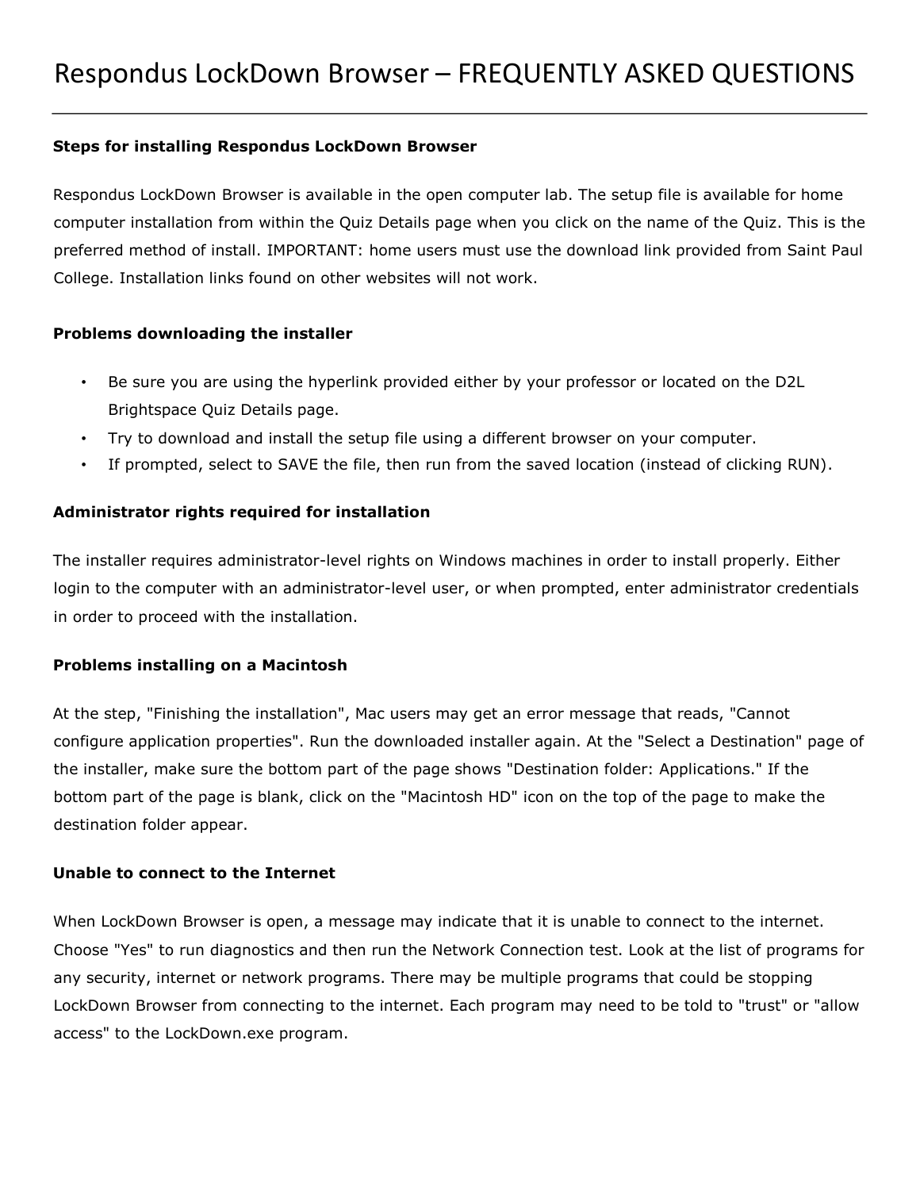# Respondus LockDown Browser – FREQUENTLY ASKED QUESTIONS

---

**Steps for installing Respondus LockDown Browser**

Respondus LockDown Browser is available in the open computer lab. The setup file is available for home computer installation from within the Quiz Details page when you click on the name of the Quiz. This is the preferred method of install. IMPORTANT: home users must use the download link provided from Saint Paul College. Installation links found on other websites will not work.

**Problems downloading the installer**

- Be sure you are using the hyperlink provided either by your professor or located on the D2L Brightspace Quiz Details page.
- Try to download and install the setup file using a different browser on your computer.
- If prompted, select to SAVE the file, then run from the saved location (instead of clicking RUN).

**Administrator rights required for installation**

The installer requires administrator-level rights on Windows machines in order to install properly. Either login to the computer with an administrator-level user, or when prompted, enter administrator credentials in order to proceed with the installation.

**Problems installing on a Macintosh**

At the step, "Finishing the installation", Mac users may get an error message that reads, "Cannot configure application properties". Run the downloaded installer again. At the "Select a Destination" page of the installer, make sure the bottom part of the page shows "Destination folder: Applications." If the bottom part of the page is blank, click on the "Macintosh HD" icon on the top of the page to make the destination folder appear.

**Unable to connect to the Internet**

When LockDown Browser is open, a message may indicate that it is unable to connect to the internet. Choose "Yes" to run diagnostics and then run the Network Connection test. Look at the list of programs for any security, internet or network programs. There may be multiple programs that could be stopping LockDown Browser from connecting to the internet. Each program may need to be told to "trust" or "allow access" to the LockDown.exe program.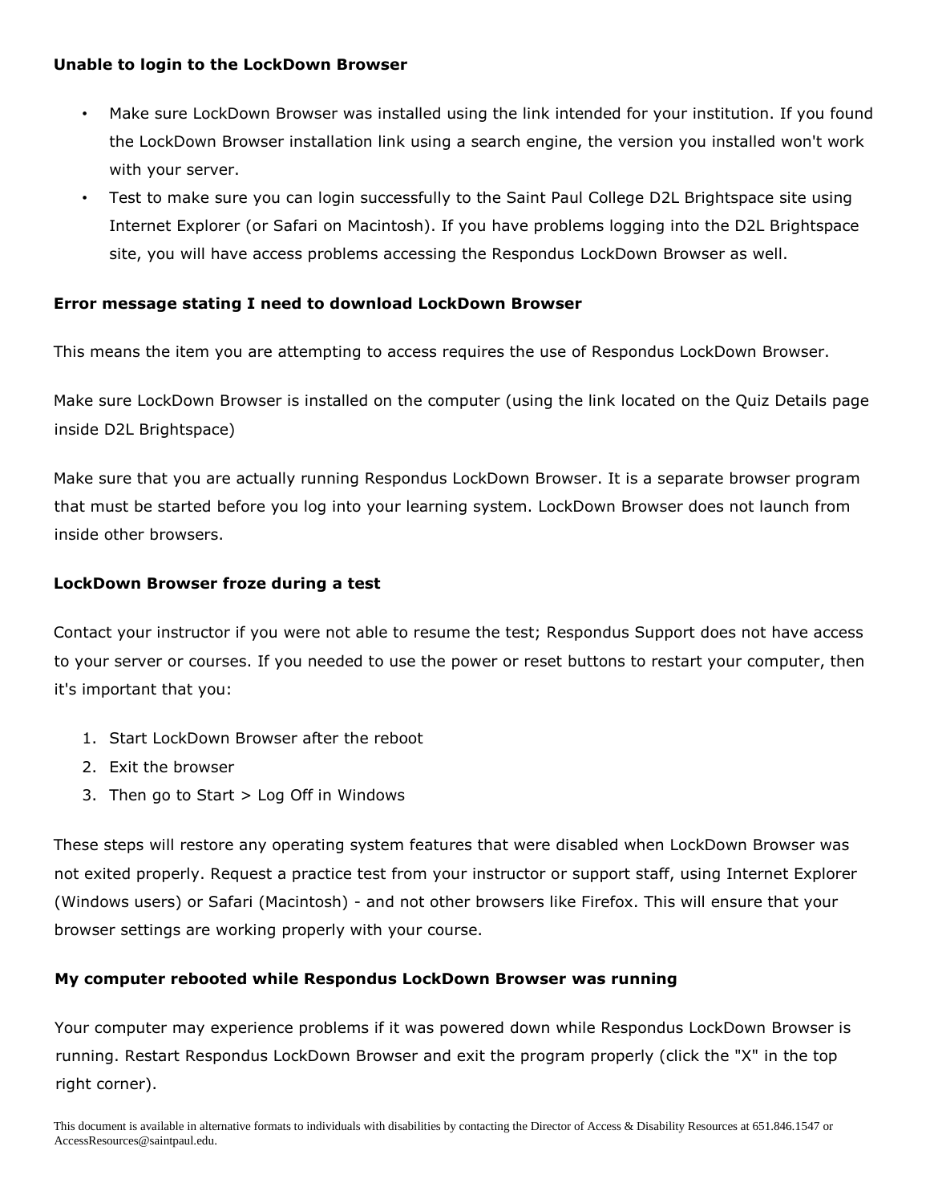**Unable to login to the LockDown Browser**

- Make sure LockDown Browser was installed using the link intended for your institution. If you found the LockDown Browser installation link using a search engine, the version you installed won't work with your server.
- Test to make sure you can login successfully to the Saint Paul College D2L Brightspace site using Internet Explorer (or Safari on Macintosh). If you have problems logging into the D2L Brightspace site, you will have access problems accessing the Respondus LockDown Browser as well.

**Error message stating I need to download LockDown Browser**

This means the item you are attempting to access requires the use of Respondus LockDown Browser.

Make sure LockDown Browser is installed on the computer (using the link located on the Quiz Details page inside D2L Brightspace)

Make sure that you are actually running Respondus LockDown Browser. It is a separate browser program that must be started before you log into your learning system. LockDown Browser does not launch from inside other browsers.

**LockDown Browser froze during a test**

Contact your instructor if you were not able to resume the test; Respondus Support does not have access to your server or courses. If you needed to use the power or reset buttons to restart your computer, then it's important that you:

1. Start LockDown Browser after the reboot
2. Exit the browser
3. Then go to Start > Log Off in Windows

These steps will restore any operating system features that were disabled when LockDown Browser was not exited properly. Request a practice test from your instructor or support staff, using Internet Explorer (Windows users) or Safari (Macintosh) - and not other browsers like Firefox. This will ensure that your browser settings are working properly with your course.

**My computer rebooted while Respondus LockDown Browser was running**

Your computer may experience problems if it was powered down while Respondus LockDown Browser is running. Restart Respondus LockDown Browser and exit the program properly (click the "X" in the top right corner).

This document is available in alternative formats to individuals with disabilities by contacting the Director of Access & Disability Resources at 651.846.1547 or AccessResources@saintpaul.edu.